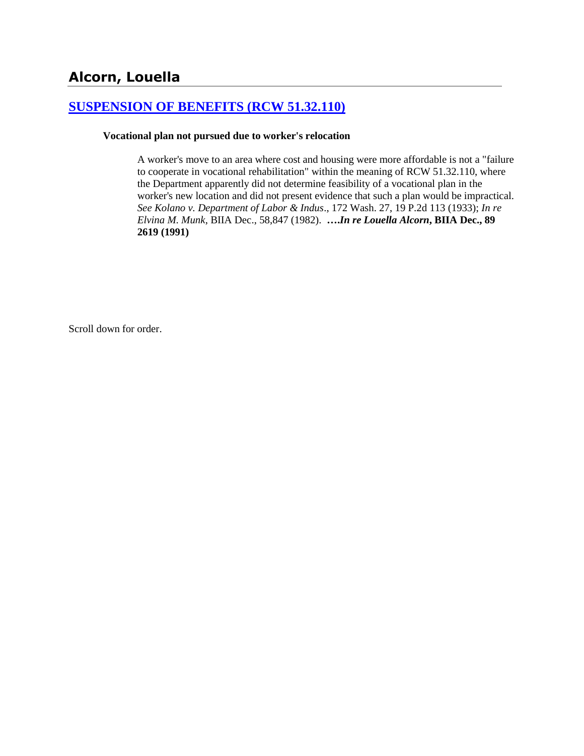# Alcorn, Louella

## [SUSPENSION OF BENEFITS (RCW 51.32.110)]

**Vocational plan not pursued due to worker's relocation**

A worker's move to an area where cost and housing were more affordable is not a "failure to cooperate in vocational rehabilitation" within the meaning of RCW 51.32.110, where the Department apparently did not determine feasibility of a vocational plan in the worker's new location and did not present evidence that such a plan would be impractical. *See Kolano v. Department of Labor & Indus*., 172 Wash. 27, 19 P.2d 113 (1933); *In re Elvina M. Munk*, BIIA Dec., 58,847 (1982). **….*In re Louella Alcorn*, BIIA Dec., 89 2619 (1991)**

Scroll down for order.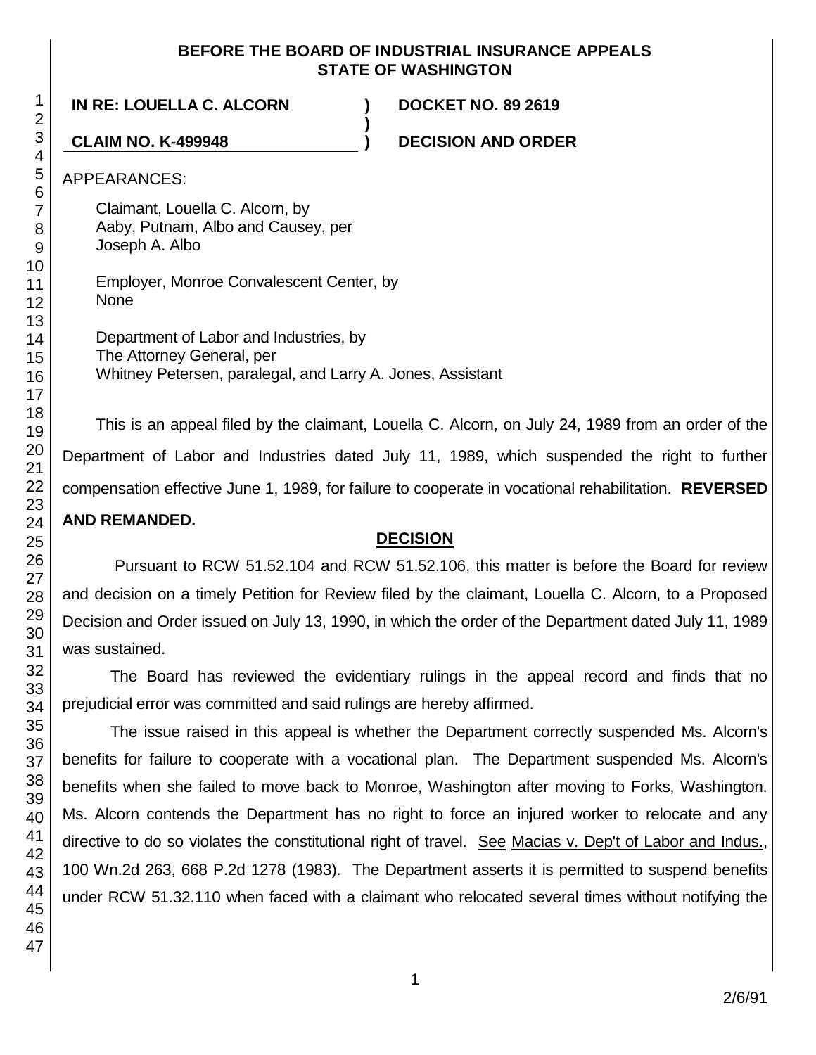**BEFORE THE BOARD OF INDUSTRIAL INSURANCE APPEALS**
**STATE OF WASHINGTON**

| | | |
|---|---|---|
| **IN RE: LOUELLA C. ALCORN** | **)** | **DOCKET NO. 89 2619** |
| | **)** | |
| **CLAIM NO. K-499948** | **)** | **DECISION AND ORDER** |

APPEARANCES:

Claimant, Louella C. Alcorn, by
Aaby, Putnam, Albo and Causey, per
Joseph A. Albo

Employer, Monroe Convalescent Center, by
None

Department of Labor and Industries, by
The Attorney General, per
Whitney Petersen, paralegal, and Larry A. Jones, Assistant

This is an appeal filed by the claimant, Louella C. Alcorn, on July 24, 1989 from an order of the Department of Labor and Industries dated July 11, 1989, which suspended the right to further compensation effective June 1, 1989, for failure to cooperate in vocational rehabilitation. **REVERSED AND REMANDED.**

## DECISION

Pursuant to RCW 51.52.104 and RCW 51.52.106, this matter is before the Board for review and decision on a timely Petition for Review filed by the claimant, Louella C. Alcorn, to a Proposed Decision and Order issued on July 13, 1990, in which the order of the Department dated July 11, 1989 was sustained.

The Board has reviewed the evidentiary rulings in the appeal record and finds that no prejudicial error was committed and said rulings are hereby affirmed.

The issue raised in this appeal is whether the Department correctly suspended Ms. Alcorn's benefits for failure to cooperate with a vocational plan. The Department suspended Ms. Alcorn's benefits when she failed to move back to Monroe, Washington after moving to Forks, Washington. Ms. Alcorn contends the Department has no right to force an injured worker to relocate and any directive to do so violates the constitutional right of travel. See Macias v. Dep't of Labor and Indus., 100 Wn.2d 263, 668 P.2d 1278 (1983). The Department asserts it is permitted to suspend benefits under RCW 51.32.110 when faced with a claimant who relocated several times without notifying the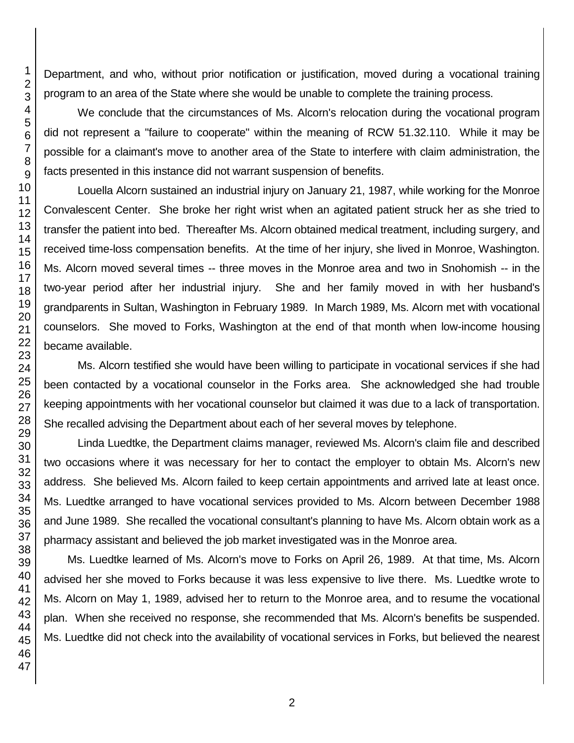Department, and who, without prior notification or justification, moved during a vocational training program to an area of the State where she would be unable to complete the training process.

We conclude that the circumstances of Ms. Alcorn's relocation during the vocational program did not represent a "failure to cooperate" within the meaning of RCW 51.32.110. While it may be possible for a claimant's move to another area of the State to interfere with claim administration, the facts presented in this instance did not warrant suspension of benefits.

Louella Alcorn sustained an industrial injury on January 21, 1987, while working for the Monroe Convalescent Center. She broke her right wrist when an agitated patient struck her as she tried to transfer the patient into bed. Thereafter Ms. Alcorn obtained medical treatment, including surgery, and received time-loss compensation benefits. At the time of her injury, she lived in Monroe, Washington. Ms. Alcorn moved several times -- three moves in the Monroe area and two in Snohomish -- in the two-year period after her industrial injury. She and her family moved in with her husband's grandparents in Sultan, Washington in February 1989. In March 1989, Ms. Alcorn met with vocational counselors. She moved to Forks, Washington at the end of that month when low-income housing became available.

Ms. Alcorn testified she would have been willing to participate in vocational services if she had been contacted by a vocational counselor in the Forks area. She acknowledged she had trouble keeping appointments with her vocational counselor but claimed it was due to a lack of transportation. She recalled advising the Department about each of her several moves by telephone.

Linda Luedtke, the Department claims manager, reviewed Ms. Alcorn's claim file and described two occasions where it was necessary for her to contact the employer to obtain Ms. Alcorn's new address. She believed Ms. Alcorn failed to keep certain appointments and arrived late at least once. Ms. Luedtke arranged to have vocational services provided to Ms. Alcorn between December 1988 and June 1989. She recalled the vocational consultant's planning to have Ms. Alcorn obtain work as a pharmacy assistant and believed the job market investigated was in the Monroe area.

Ms. Luedtke learned of Ms. Alcorn's move to Forks on April 26, 1989. At that time, Ms. Alcorn advised her she moved to Forks because it was less expensive to live there. Ms. Luedtke wrote to Ms. Alcorn on May 1, 1989, advised her to return to the Monroe area, and to resume the vocational plan. When she received no response, she recommended that Ms. Alcorn's benefits be suspended. Ms. Luedtke did not check into the availability of vocational services in Forks, but believed the nearest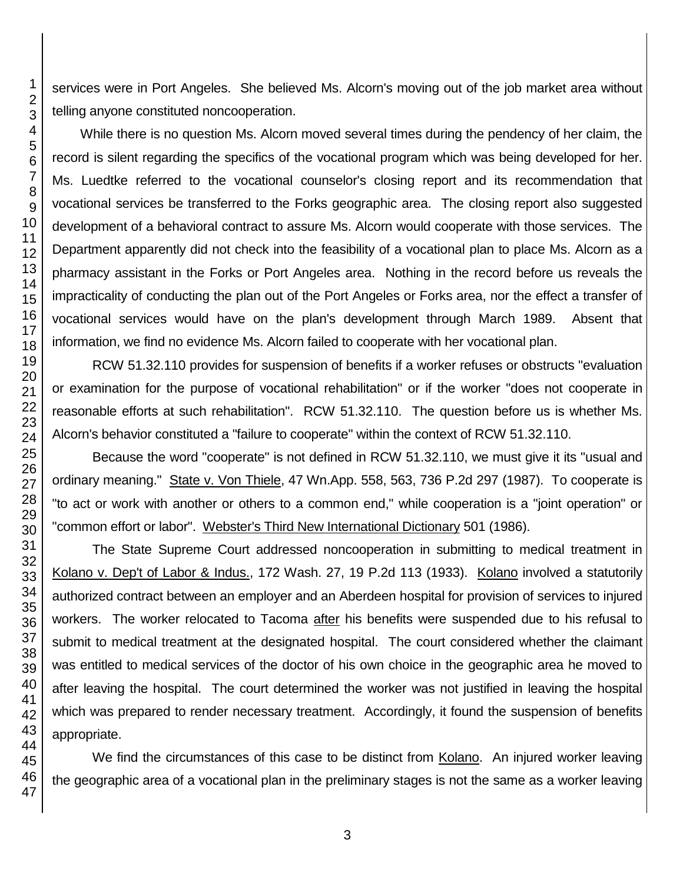services were in Port Angeles. She believed Ms. Alcorn's moving out of the job market area without telling anyone constituted noncooperation.

While there is no question Ms. Alcorn moved several times during the pendency of her claim, the record is silent regarding the specifics of the vocational program which was being developed for her. Ms. Luedtke referred to the vocational counselor's closing report and its recommendation that vocational services be transferred to the Forks geographic area. The closing report also suggested development of a behavioral contract to assure Ms. Alcorn would cooperate with those services. The Department apparently did not check into the feasibility of a vocational plan to place Ms. Alcorn as a pharmacy assistant in the Forks or Port Angeles area. Nothing in the record before us reveals the impracticality of conducting the plan out of the Port Angeles or Forks area, nor the effect a transfer of vocational services would have on the plan's development through March 1989. Absent that information, we find no evidence Ms. Alcorn failed to cooperate with her vocational plan.

RCW 51.32.110 provides for suspension of benefits if a worker refuses or obstructs "evaluation or examination for the purpose of vocational rehabilitation" or if the worker "does not cooperate in reasonable efforts at such rehabilitation". RCW 51.32.110. The question before us is whether Ms. Alcorn's behavior constituted a "failure to cooperate" within the context of RCW 51.32.110.

Because the word "cooperate" is not defined in RCW 51.32.110, we must give it its "usual and ordinary meaning." State v. Von Thiele, 47 Wn.App. 558, 563, 736 P.2d 297 (1987). To cooperate is "to act or work with another or others to a common end," while cooperation is a "joint operation" or "common effort or labor". Webster's Third New International Dictionary 501 (1986).

The State Supreme Court addressed noncooperation in submitting to medical treatment in Kolano v. Dep't of Labor & Indus., 172 Wash. 27, 19 P.2d 113 (1933). Kolano involved a statutorily authorized contract between an employer and an Aberdeen hospital for provision of services to injured workers. The worker relocated to Tacoma after his benefits were suspended due to his refusal to submit to medical treatment at the designated hospital. The court considered whether the claimant was entitled to medical services of the doctor of his own choice in the geographic area he moved to after leaving the hospital. The court determined the worker was not justified in leaving the hospital which was prepared to render necessary treatment. Accordingly, it found the suspension of benefits appropriate.

We find the circumstances of this case to be distinct from Kolano. An injured worker leaving the geographic area of a vocational plan in the preliminary stages is not the same as a worker leaving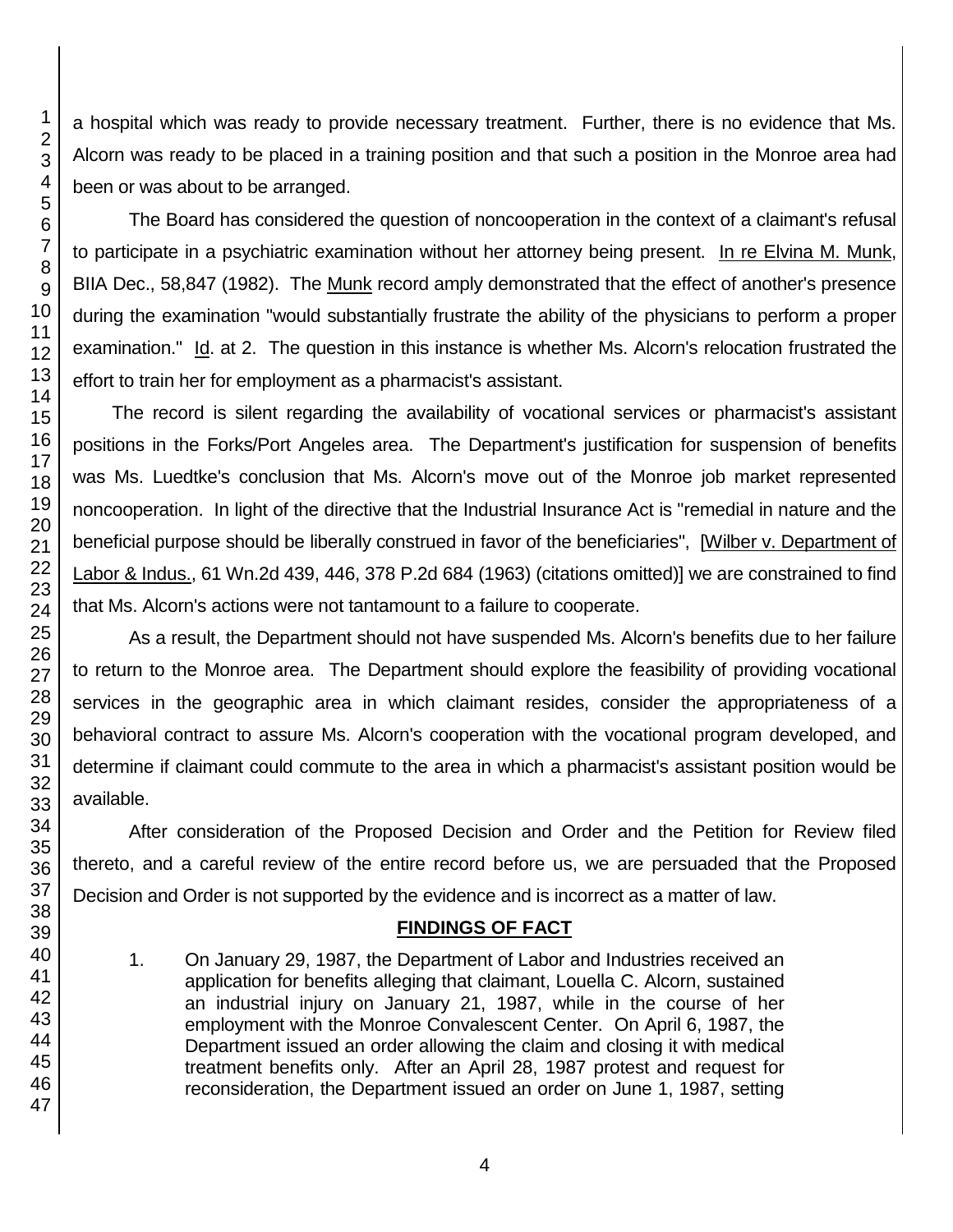a hospital which was ready to provide necessary treatment. Further, there is no evidence that Ms. Alcorn was ready to be placed in a training position and that such a position in the Monroe area had been or was about to be arranged.

The Board has considered the question of noncooperation in the context of a claimant's refusal to participate in a psychiatric examination without her attorney being present. In re Elvina M. Munk, BIIA Dec., 58,847 (1982). The Munk record amply demonstrated that the effect of another's presence during the examination "would substantially frustrate the ability of the physicians to perform a proper examination." Id. at 2. The question in this instance is whether Ms. Alcorn's relocation frustrated the effort to train her for employment as a pharmacist's assistant.

The record is silent regarding the availability of vocational services or pharmacist's assistant positions in the Forks/Port Angeles area. The Department's justification for suspension of benefits was Ms. Luedtke's conclusion that Ms. Alcorn's move out of the Monroe job market represented noncooperation. In light of the directive that the Industrial Insurance Act is "remedial in nature and the beneficial purpose should be liberally construed in favor of the beneficiaries", [Wilber v. Department of Labor & Indus., 61 Wn.2d 439, 446, 378 P.2d 684 (1963) (citations omitted)] we are constrained to find that Ms. Alcorn's actions were not tantamount to a failure to cooperate.

As a result, the Department should not have suspended Ms. Alcorn's benefits due to her failure to return to the Monroe area. The Department should explore the feasibility of providing vocational services in the geographic area in which claimant resides, consider the appropriateness of a behavioral contract to assure Ms. Alcorn's cooperation with the vocational program developed, and determine if claimant could commute to the area in which a pharmacist's assistant position would be available.

After consideration of the Proposed Decision and Order and the Petition for Review filed thereto, and a careful review of the entire record before us, we are persuaded that the Proposed Decision and Order is not supported by the evidence and is incorrect as a matter of law.

## FINDINGS OF FACT

1. On January 29, 1987, the Department of Labor and Industries received an application for benefits alleging that claimant, Louella C. Alcorn, sustained an industrial injury on January 21, 1987, while in the course of her employment with the Monroe Convalescent Center. On April 6, 1987, the Department issued an order allowing the claim and closing it with medical treatment benefits only. After an April 28, 1987 protest and request for reconsideration, the Department issued an order on June 1, 1987, setting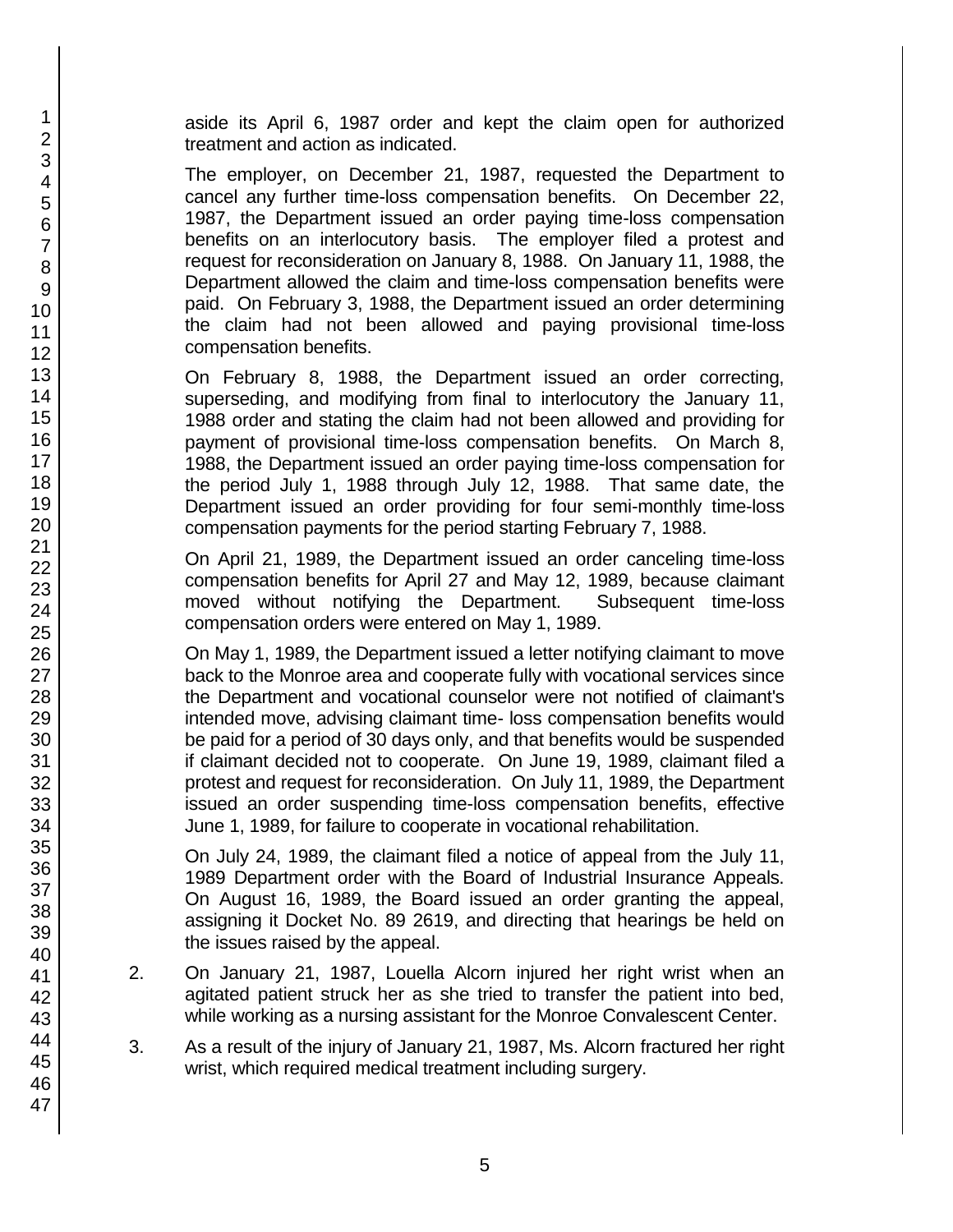aside its April 6, 1987 order and kept the claim open for authorized treatment and action as indicated.

The employer, on December 21, 1987, requested the Department to cancel any further time-loss compensation benefits. On December 22, 1987, the Department issued an order paying time-loss compensation benefits on an interlocutory basis. The employer filed a protest and request for reconsideration on January 8, 1988. On January 11, 1988, the Department allowed the claim and time-loss compensation benefits were paid. On February 3, 1988, the Department issued an order determining the claim had not been allowed and paying provisional time-loss compensation benefits.

On February 8, 1988, the Department issued an order correcting, superseding, and modifying from final to interlocutory the January 11, 1988 order and stating the claim had not been allowed and providing for payment of provisional time-loss compensation benefits. On March 8, 1988, the Department issued an order paying time-loss compensation for the period July 1, 1988 through July 12, 1988. That same date, the Department issued an order providing for four semi-monthly time-loss compensation payments for the period starting February 7, 1988.

On April 21, 1989, the Department issued an order canceling time-loss compensation benefits for April 27 and May 12, 1989, because claimant moved without notifying the Department. Subsequent time-loss compensation orders were entered on May 1, 1989.

On May 1, 1989, the Department issued a letter notifying claimant to move back to the Monroe area and cooperate fully with vocational services since the Department and vocational counselor were not notified of claimant's intended move, advising claimant time- loss compensation benefits would be paid for a period of 30 days only, and that benefits would be suspended if claimant decided not to cooperate. On June 19, 1989, claimant filed a protest and request for reconsideration. On July 11, 1989, the Department issued an order suspending time-loss compensation benefits, effective June 1, 1989, for failure to cooperate in vocational rehabilitation.

On July 24, 1989, the claimant filed a notice of appeal from the July 11, 1989 Department order with the Board of Industrial Insurance Appeals. On August 16, 1989, the Board issued an order granting the appeal, assigning it Docket No. 89 2619, and directing that hearings be held on the issues raised by the appeal.

2. On January 21, 1987, Louella Alcorn injured her right wrist when an agitated patient struck her as she tried to transfer the patient into bed, while working as a nursing assistant for the Monroe Convalescent Center.

3. As a result of the injury of January 21, 1987, Ms. Alcorn fractured her right wrist, which required medical treatment including surgery.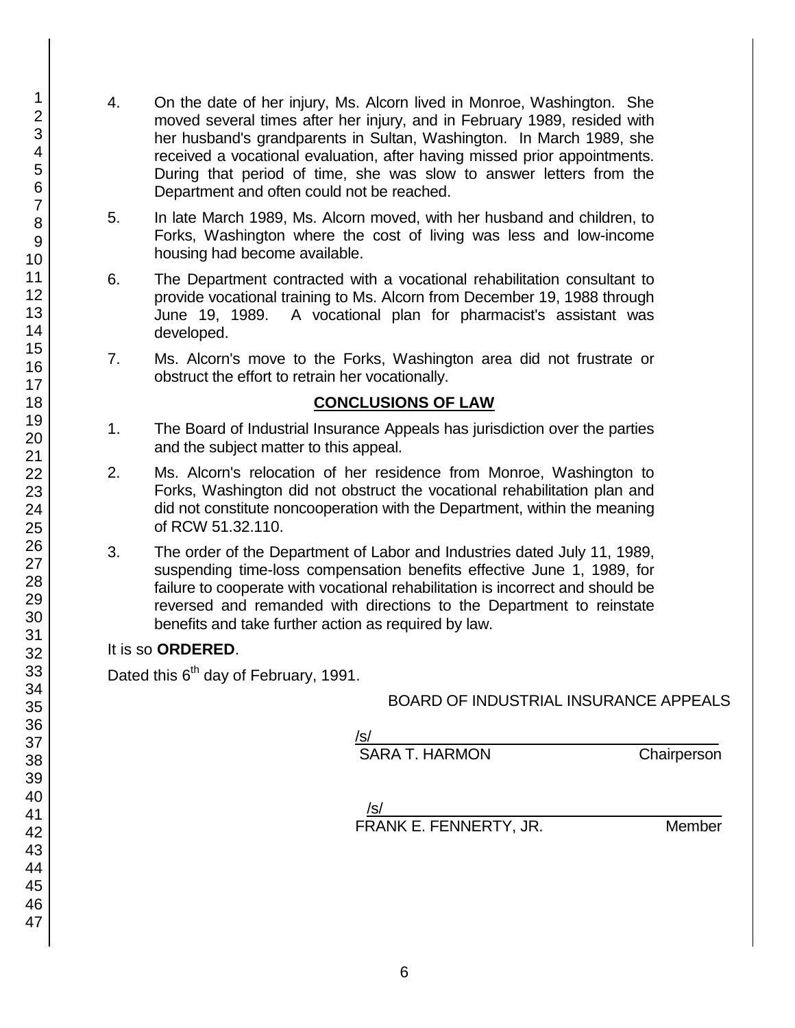4. On the date of her injury, Ms. Alcorn lived in Monroe, Washington. She moved several times after her injury, and in February 1989, resided with her husband's grandparents in Sultan, Washington. In March 1989, she received a vocational evaluation, after having missed prior appointments. During that period of time, she was slow to answer letters from the Department and often could not be reached.

5. In late March 1989, Ms. Alcorn moved, with her husband and children, to Forks, Washington where the cost of living was less and low-income housing had become available.

6. The Department contracted with a vocational rehabilitation consultant to provide vocational training to Ms. Alcorn from December 19, 1988 through June 19, 1989. A vocational plan for pharmacist's assistant was developed.

7. Ms. Alcorn's move to the Forks, Washington area did not frustrate or obstruct the effort to retrain her vocationally.

## CONCLUSIONS OF LAW

1. The Board of Industrial Insurance Appeals has jurisdiction over the parties and the subject matter to this appeal.

2. Ms. Alcorn's relocation of her residence from Monroe, Washington to Forks, Washington did not obstruct the vocational rehabilitation plan and did not constitute noncooperation with the Department, within the meaning of RCW 51.32.110.

3. The order of the Department of Labor and Industries dated July 11, 1989, suspending time-loss compensation benefits effective June 1, 1989, for failure to cooperate with vocational rehabilitation is incorrect and should be reversed and remanded with directions to the Department to reinstate benefits and take further action as required by law.

It is so **ORDERED**.

Dated this 6th day of February, 1991.

BOARD OF INDUSTRIAL INSURANCE APPEALS

/s/
SARA T. HARMON Chairperson

/s/
FRANK E. FENNERTY, JR. Member